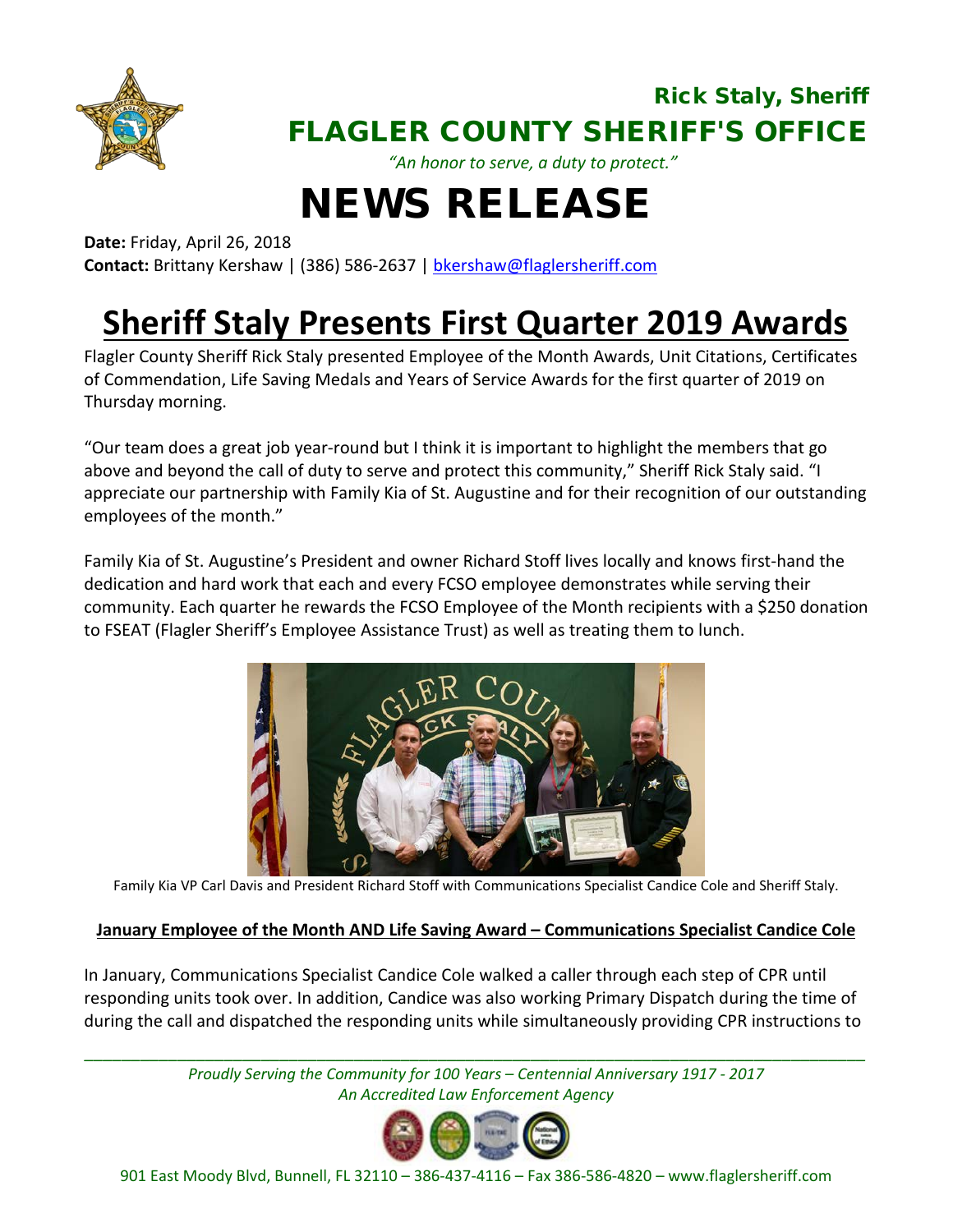Rick Staly, Sheriff

**FLAGLER COUNTY SHERIFF'S OFFICE**

*"An honor to serve, a duty to protect."*

# NEWS RELEASE

**Date:** Friday, April 26, 2018
**Contact:** Brittany Kershaw | (386) 586-2637 | bkershaw@flaglersheriff.com

## Sheriff Staly Presents First Quarter 2019 Awards

Flagler County Sheriff Rick Staly presented Employee of the Month Awards, Unit Citations, Certificates of Commendation, Life Saving Medals and Years of Service Awards for the first quarter of 2019 on Thursday morning.

"Our team does a great job year-round but I think it is important to highlight the members that go above and beyond the call of duty to serve and protect this community," Sheriff Rick Staly said. "I appreciate our partnership with Family Kia of St. Augustine and for their recognition of our outstanding employees of the month."

Family Kia of St. Augustine's President and owner Richard Stoff lives locally and knows first-hand the dedication and hard work that each and every FCSO employee demonstrates while serving their community. Each quarter he rewards the FCSO Employee of the Month recipients with a $250 donation to FSEAT (Flagler Sheriff's Employee Assistance Trust) as well as treating them to lunch.

Family Kia VP Carl Davis and President Richard Stoff with Communications Specialist Candice Cole and Sheriff Staly.

**January Employee of the Month AND Life Saving Award – Communications Specialist Candice Cole**

In January, Communications Specialist Candice Cole walked a caller through each step of CPR until responding units took over. In addition, Candice was also working Primary Dispatch during the time of during the call and dispatched the responding units while simultaneously providing CPR instructions to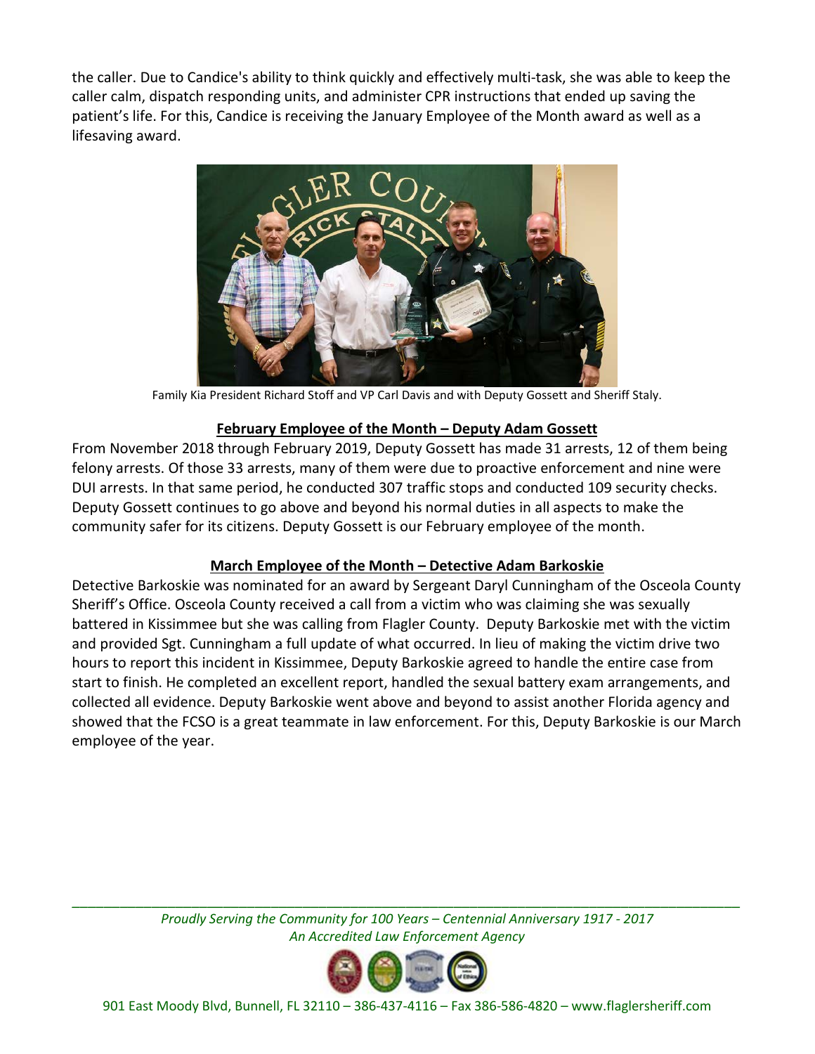the caller. Due to Candice's ability to think quickly and effectively multi-task, she was able to keep the caller calm, dispatch responding units, and administer CPR instructions that ended up saving the patient's life. For this, Candice is receiving the January Employee of the Month award as well as a lifesaving award.

Family Kia President Richard Stoff and VP Carl Davis and with Deputy Gossett and Sheriff Staly.

**<u>February Employee of the Month – Deputy Adam Gossett</u>**

From November 2018 through February 2019, Deputy Gossett has made 31 arrests, 12 of them being felony arrests. Of those 33 arrests, many of them were due to proactive enforcement and nine were DUI arrests. In that same period, he conducted 307 traffic stops and conducted 109 security checks. Deputy Gossett continues to go above and beyond his normal duties in all aspects to make the community safer for its citizens. Deputy Gossett is our February employee of the month.

**<u>March Employee of the Month – Detective Adam Barkoskie</u>**

Detective Barkoskie was nominated for an award by Sergeant Daryl Cunningham of the Osceola County Sheriff's Office. Osceola County received a call from a victim who was claiming she was sexually battered in Kissimmee but she was calling from Flagler County. Deputy Barkoskie met with the victim and provided Sgt. Cunningham a full update of what occurred. In lieu of making the victim drive two hours to report this incident in Kissimmee, Deputy Barkoskie agreed to handle the entire case from start to finish. He completed an excellent report, handled the sexual battery exam arrangements, and collected all evidence. Deputy Barkoskie went above and beyond to assist another Florida agency and showed that the FCSO is a great teammate in law enforcement. For this, Deputy Barkoskie is our March employee of the year.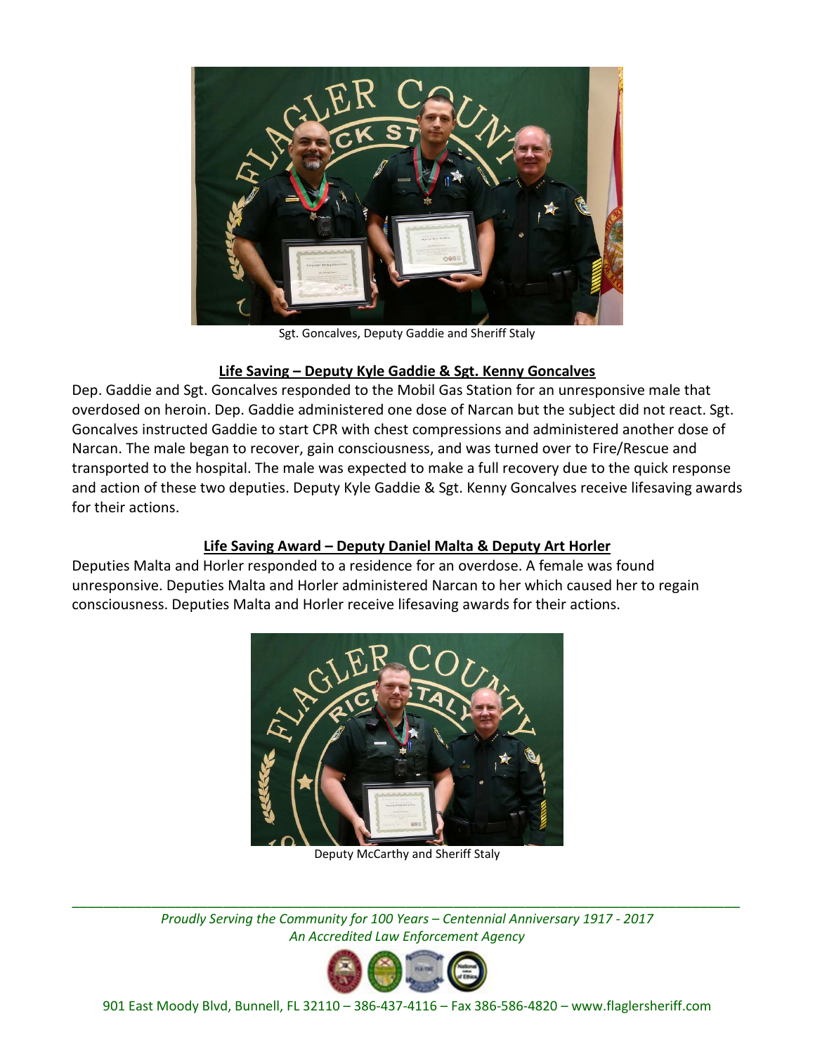Sgt. Goncalves, Deputy Gaddie and Sheriff Staly

### Life Saving – Deputy Kyle Gaddie & Sgt. Kenny Goncalves

Dep. Gaddie and Sgt. Goncalves responded to the Mobil Gas Station for an unresponsive male that overdosed on heroin. Dep. Gaddie administered one dose of Narcan but the subject did not react. Sgt. Goncalves instructed Gaddie to start CPR with chest compressions and administered another dose of Narcan. The male began to recover, gain consciousness, and was turned over to Fire/Rescue and transported to the hospital. The male was expected to make a full recovery due to the quick response and action of these two deputies. Deputy Kyle Gaddie & Sgt. Kenny Goncalves receive lifesaving awards for their actions.

### Life Saving Award – Deputy Daniel Malta & Deputy Art Horler

Deputies Malta and Horler responded to a residence for an overdose. A female was found unresponsive. Deputies Malta and Horler administered Narcan to her which caused her to regain consciousness. Deputies Malta and Horler receive lifesaving awards for their actions.

Deputy McCarthy and Sheriff Staly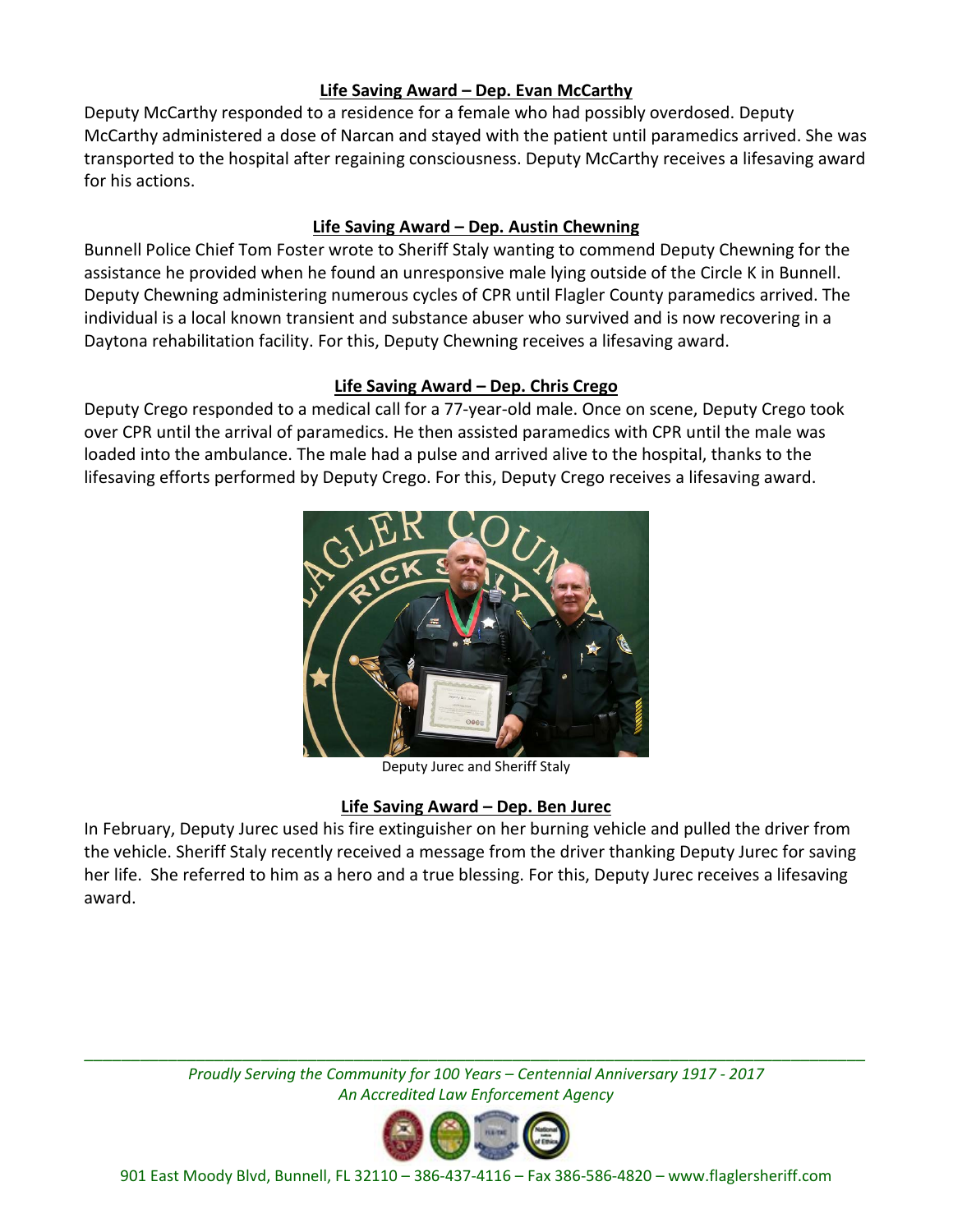**Life Saving Award – Dep. Evan McCarthy**

Deputy McCarthy responded to a residence for a female who had possibly overdosed. Deputy McCarthy administered a dose of Narcan and stayed with the patient until paramedics arrived. She was transported to the hospital after regaining consciousness. Deputy McCarthy receives a lifesaving award for his actions.

**Life Saving Award – Dep. Austin Chewning**

Bunnell Police Chief Tom Foster wrote to Sheriff Staly wanting to commend Deputy Chewning for the assistance he provided when he found an unresponsive male lying outside of the Circle K in Bunnell. Deputy Chewning administering numerous cycles of CPR until Flagler County paramedics arrived. The individual is a local known transient and substance abuser who survived and is now recovering in a Daytona rehabilitation facility. For this, Deputy Chewning receives a lifesaving award.

**Life Saving Award – Dep. Chris Crego**

Deputy Crego responded to a medical call for a 77-year-old male. Once on scene, Deputy Crego took over CPR until the arrival of paramedics. He then assisted paramedics with CPR until the male was loaded into the ambulance. The male had a pulse and arrived alive to the hospital, thanks to the lifesaving efforts performed by Deputy Crego. For this, Deputy Crego receives a lifesaving award.

Deputy Jurec and Sheriff Staly

**Life Saving Award – Dep. Ben Jurec**

In February, Deputy Jurec used his fire extinguisher on her burning vehicle and pulled the driver from the vehicle. Sheriff Staly recently received a message from the driver thanking Deputy Jurec for saving her life. She referred to him as a hero and a true blessing. For this, Deputy Jurec receives a lifesaving award.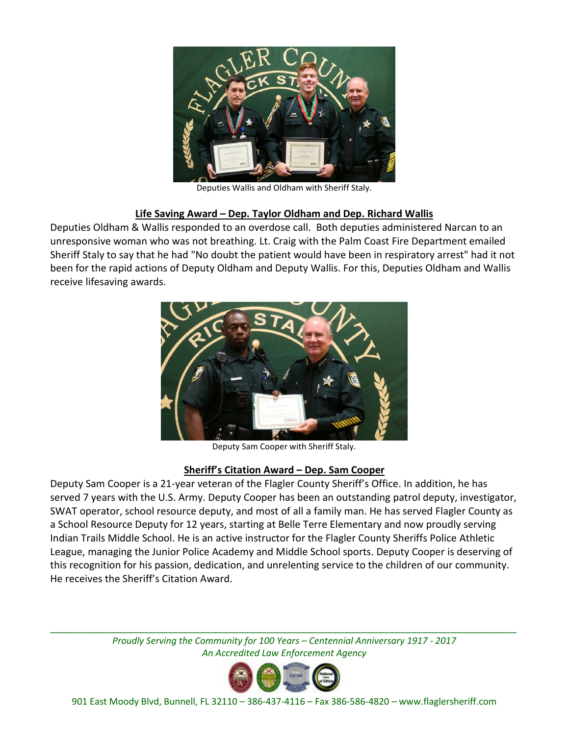Deputies Wallis and Oldham with Sheriff Staly.

**Life Saving Award – Dep. Taylor Oldham and Dep. Richard Wallis**

Deputies Oldham & Wallis responded to an overdose call. Both deputies administered Narcan to an unresponsive woman who was not breathing. Lt. Craig with the Palm Coast Fire Department emailed Sheriff Staly to say that he had "No doubt the patient would have been in respiratory arrest" had it not been for the rapid actions of Deputy Oldham and Deputy Wallis. For this, Deputies Oldham and Wallis receive lifesaving awards.

Deputy Sam Cooper with Sheriff Staly.

**Sheriff's Citation Award – Dep. Sam Cooper**

Deputy Sam Cooper is a 21-year veteran of the Flagler County Sheriff's Office. In addition, he has served 7 years with the U.S. Army. Deputy Cooper has been an outstanding patrol deputy, investigator, SWAT operator, school resource deputy, and most of all a family man. He has served Flagler County as a School Resource Deputy for 12 years, starting at Belle Terre Elementary and now proudly serving Indian Trails Middle School. He is an active instructor for the Flagler County Sheriffs Police Athletic League, managing the Junior Police Academy and Middle School sports. Deputy Cooper is deserving of this recognition for his passion, dedication, and unrelenting service to the children of our community. He receives the Sheriff's Citation Award.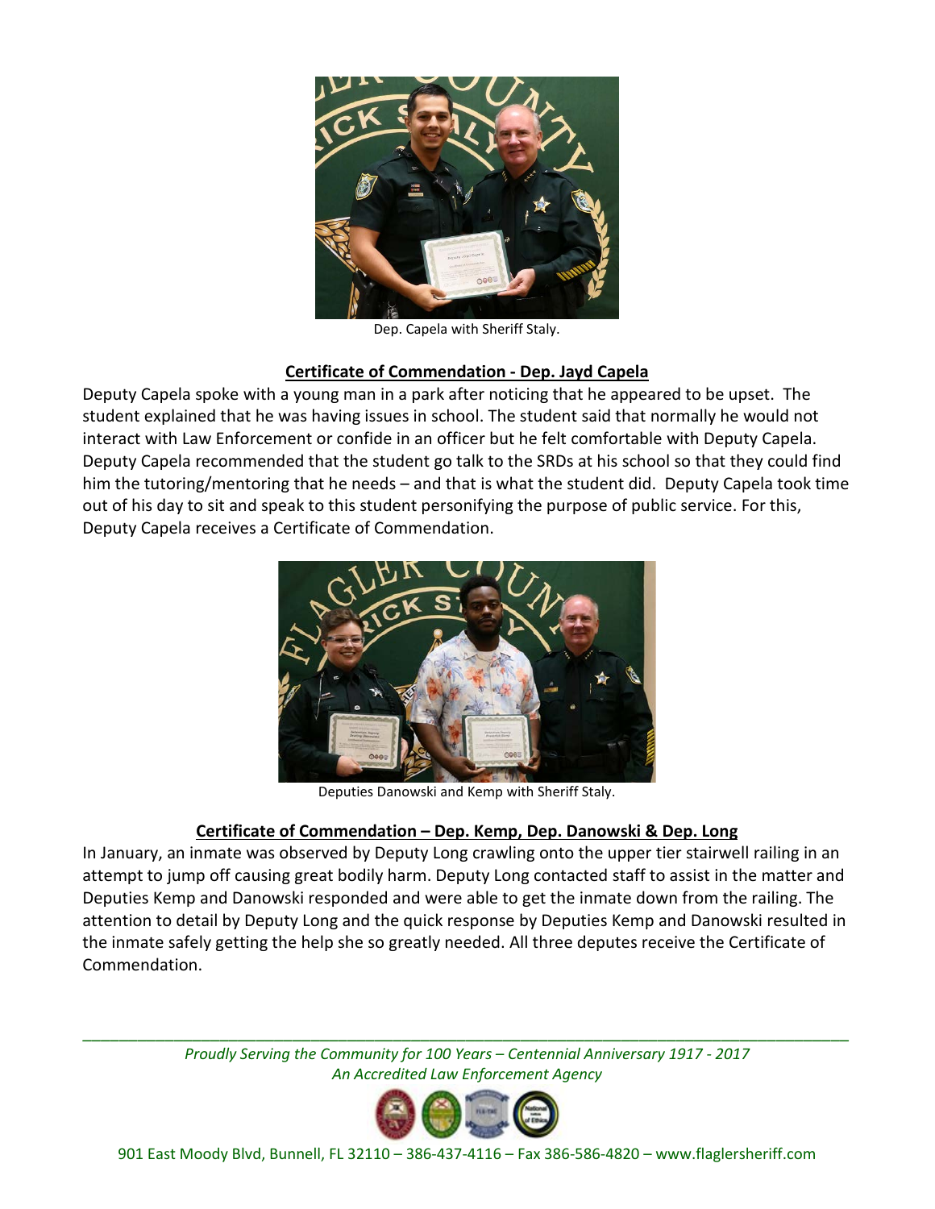Dep. Capela with Sheriff Staly.

**Certificate of Commendation - Dep. Jayd Capela**

Deputy Capela spoke with a young man in a park after noticing that he appeared to be upset. The student explained that he was having issues in school. The student said that normally he would not interact with Law Enforcement or confide in an officer but he felt comfortable with Deputy Capela. Deputy Capela recommended that the student go talk to the SRDs at his school so that they could find him the tutoring/mentoring that he needs – and that is what the student did. Deputy Capela took time out of his day to sit and speak to this student personifying the purpose of public service. For this, Deputy Capela receives a Certificate of Commendation.

Deputies Danowski and Kemp with Sheriff Staly.

**Certificate of Commendation – Dep. Kemp, Dep. Danowski & Dep. Long**

In January, an inmate was observed by Deputy Long crawling onto the upper tier stairwell railing in an attempt to jump off causing great bodily harm. Deputy Long contacted staff to assist in the matter and Deputies Kemp and Danowski responded and were able to get the inmate down from the railing. The attention to detail by Deputy Long and the quick response by Deputies Kemp and Danowski resulted in the inmate safely getting the help she so greatly needed. All three deputes receive the Certificate of Commendation.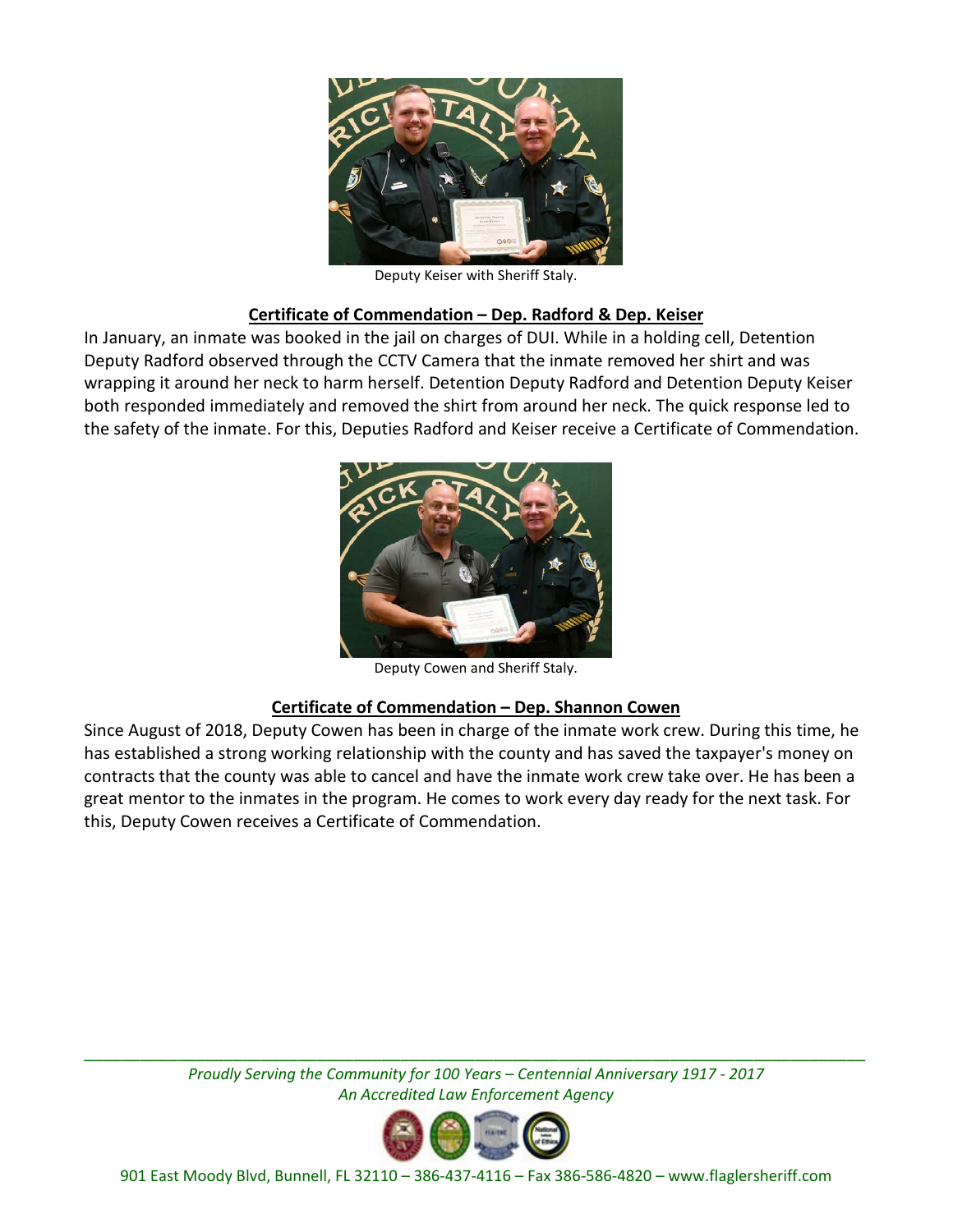Deputy Keiser with Sheriff Staly.

**<u>Certificate of Commendation – Dep. Radford & Dep. Keiser</u>**

In January, an inmate was booked in the jail on charges of DUI. While in a holding cell, Detention Deputy Radford observed through the CCTV Camera that the inmate removed her shirt and was wrapping it around her neck to harm herself. Detention Deputy Radford and Detention Deputy Keiser both responded immediately and removed the shirt from around her neck. The quick response led to the safety of the inmate. For this, Deputies Radford and Keiser receive a Certificate of Commendation.

Deputy Cowen and Sheriff Staly.

**<u>Certificate of Commendation – Dep. Shannon Cowen</u>**

Since August of 2018, Deputy Cowen has been in charge of the inmate work crew. During this time, he has established a strong working relationship with the county and has saved the taxpayer's money on contracts that the county was able to cancel and have the inmate work crew take over. He has been a great mentor to the inmates in the program. He comes to work every day ready for the next task. For this, Deputy Cowen receives a Certificate of Commendation.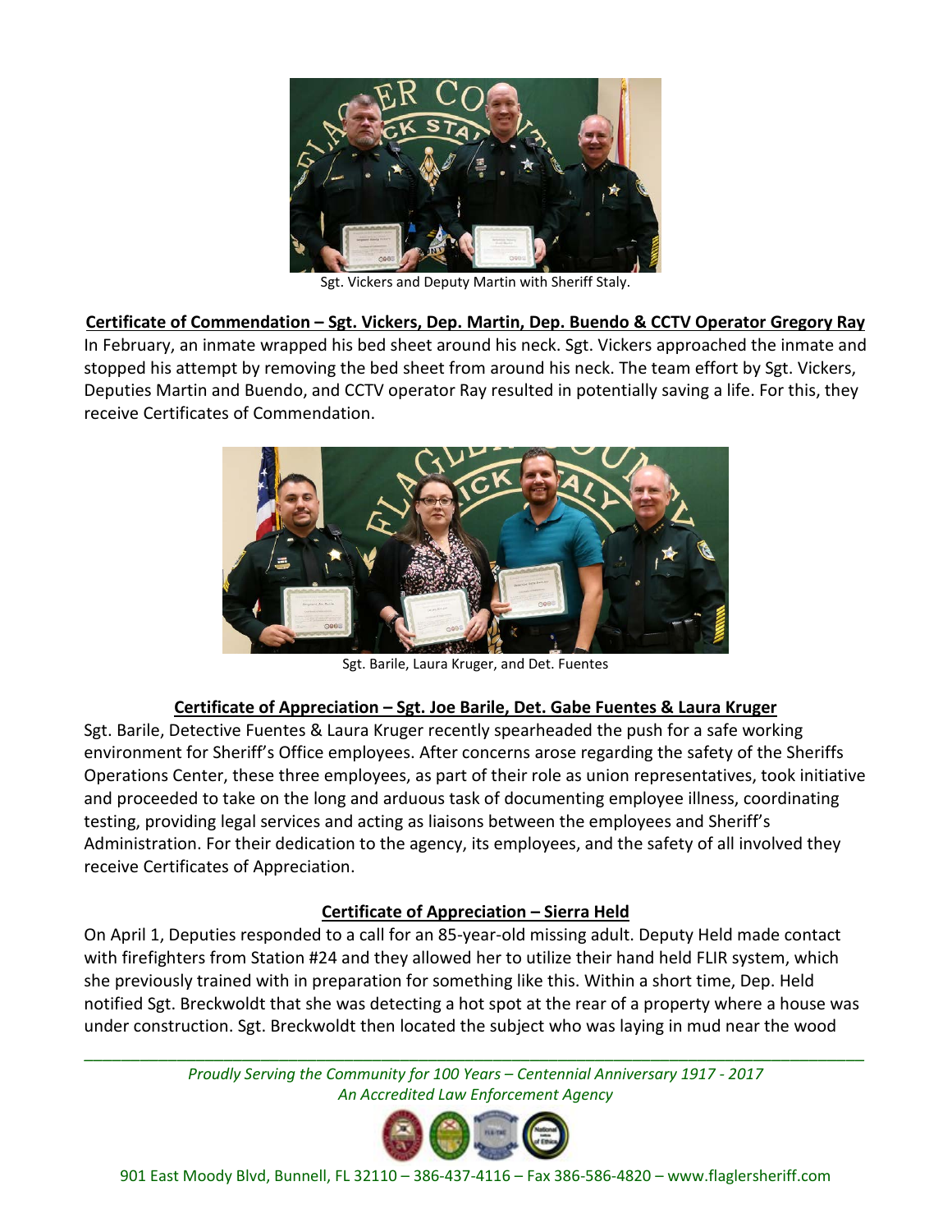Sgt. Vickers and Deputy Martin with Sheriff Staly.

**Certificate of Commendation – Sgt. Vickers, Dep. Martin, Dep. Buendo & CCTV Operator Gregory Ray**

In February, an inmate wrapped his bed sheet around his neck. Sgt. Vickers approached the inmate and stopped his attempt by removing the bed sheet from around his neck. The team effort by Sgt. Vickers, Deputies Martin and Buendo, and CCTV operator Ray resulted in potentially saving a life. For this, they receive Certificates of Commendation.

Sgt. Barile, Laura Kruger, and Det. Fuentes

**Certificate of Appreciation – Sgt. Joe Barile, Det. Gabe Fuentes & Laura Kruger**

Sgt. Barile, Detective Fuentes & Laura Kruger recently spearheaded the push for a safe working environment for Sheriff's Office employees. After concerns arose regarding the safety of the Sheriffs Operations Center, these three employees, as part of their role as union representatives, took initiative and proceeded to take on the long and arduous task of documenting employee illness, coordinating testing, providing legal services and acting as liaisons between the employees and Sheriff's Administration. For their dedication to the agency, its employees, and the safety of all involved they receive Certificates of Appreciation.

**Certificate of Appreciation – Sierra Held**

On April 1, Deputies responded to a call for an 85-year-old missing adult. Deputy Held made contact with firefighters from Station #24 and they allowed her to utilize their hand held FLIR system, which she previously trained with in preparation for something like this. Within a short time, Dep. Held notified Sgt. Breckwoldt that she was detecting a hot spot at the rear of a property where a house was under construction. Sgt. Breckwoldt then located the subject who was laying in mud near the wood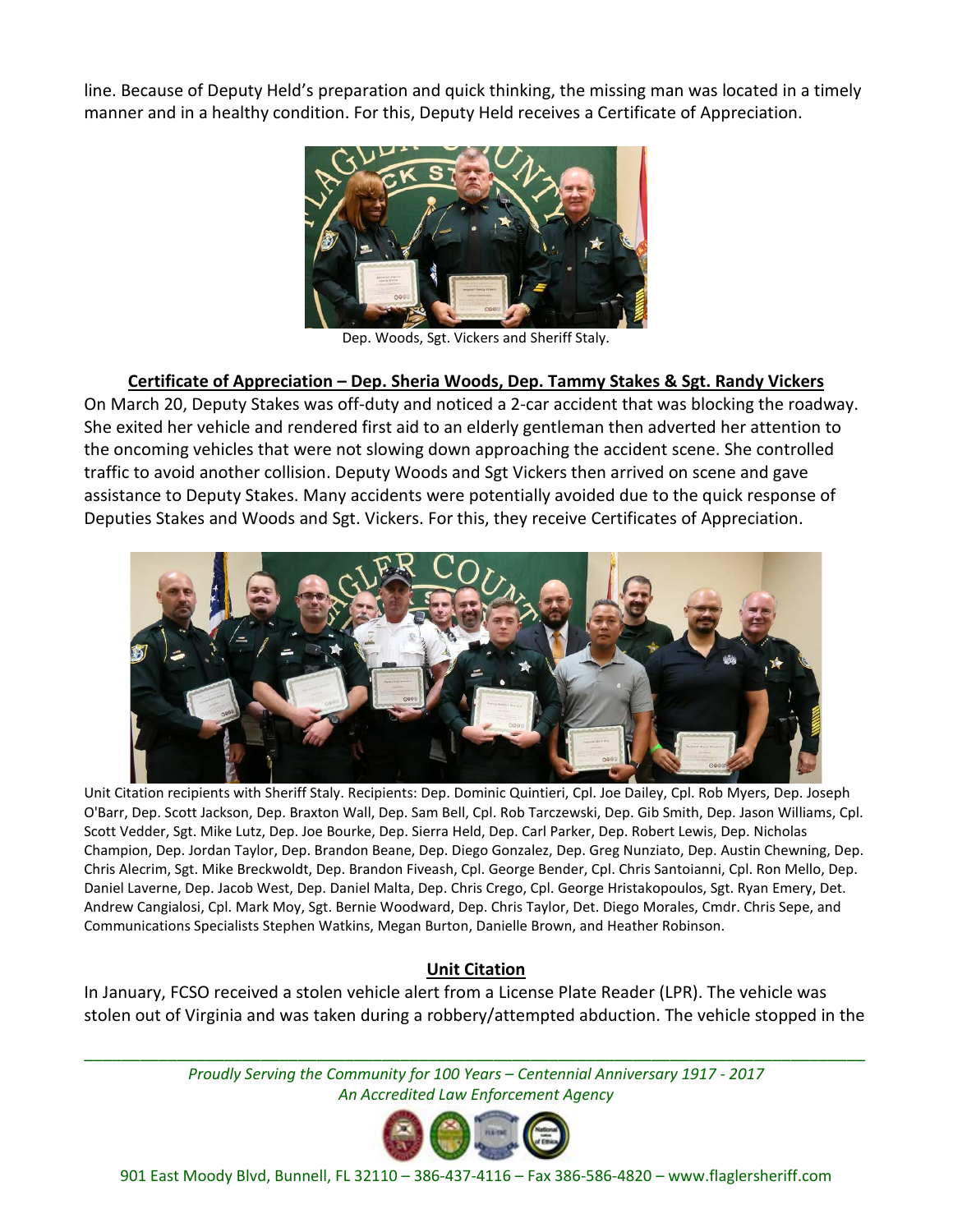line. Because of Deputy Held's preparation and quick thinking, the missing man was located in a timely manner and in a healthy condition. For this, Deputy Held receives a Certificate of Appreciation.

Dep. Woods, Sgt. Vickers and Sheriff Staly.

**Certificate of Appreciation – Dep. Sheria Woods, Dep. Tammy Stakes & Sgt. Randy Vickers**

On March 20, Deputy Stakes was off-duty and noticed a 2-car accident that was blocking the roadway. She exited her vehicle and rendered first aid to an elderly gentleman then adverted her attention to the oncoming vehicles that were not slowing down approaching the accident scene. She controlled traffic to avoid another collision. Deputy Woods and Sgt Vickers then arrived on scene and gave assistance to Deputy Stakes. Many accidents were potentially avoided due to the quick response of Deputies Stakes and Woods and Sgt. Vickers. For this, they receive Certificates of Appreciation.

Unit Citation recipients with Sheriff Staly. Recipients: Dep. Dominic Quintieri, Cpl. Joe Dailey, Cpl. Rob Myers, Dep. Joseph O'Barr, Dep. Scott Jackson, Dep. Braxton Wall, Dep. Sam Bell, Cpl. Rob Tarczewski, Dep. Gib Smith, Dep. Jason Williams, Cpl. Scott Vedder, Sgt. Mike Lutz, Dep. Joe Bourke, Dep. Sierra Held, Dep. Carl Parker, Dep. Robert Lewis, Dep. Nicholas Champion, Dep. Jordan Taylor, Dep. Brandon Beane, Dep. Diego Gonzalez, Dep. Greg Nunziato, Dep. Austin Chewning, Dep. Chris Alecrim, Sgt. Mike Breckwoldt, Dep. Brandon Fiveash, Cpl. George Bender, Cpl. Chris Santoianni, Cpl. Ron Mello, Dep. Daniel Laverne, Dep. Jacob West, Dep. Daniel Malta, Dep. Chris Crego, Cpl. George Hristakopoulos, Sgt. Ryan Emery, Det. Andrew Cangialosi, Cpl. Mark Moy, Sgt. Bernie Woodward, Dep. Chris Taylor, Det. Diego Morales, Cmdr. Chris Sepe, and Communications Specialists Stephen Watkins, Megan Burton, Danielle Brown, and Heather Robinson.

**Unit Citation**

In January, FCSO received a stolen vehicle alert from a License Plate Reader (LPR). The vehicle was stolen out of Virginia and was taken during a robbery/attempted abduction. The vehicle stopped in the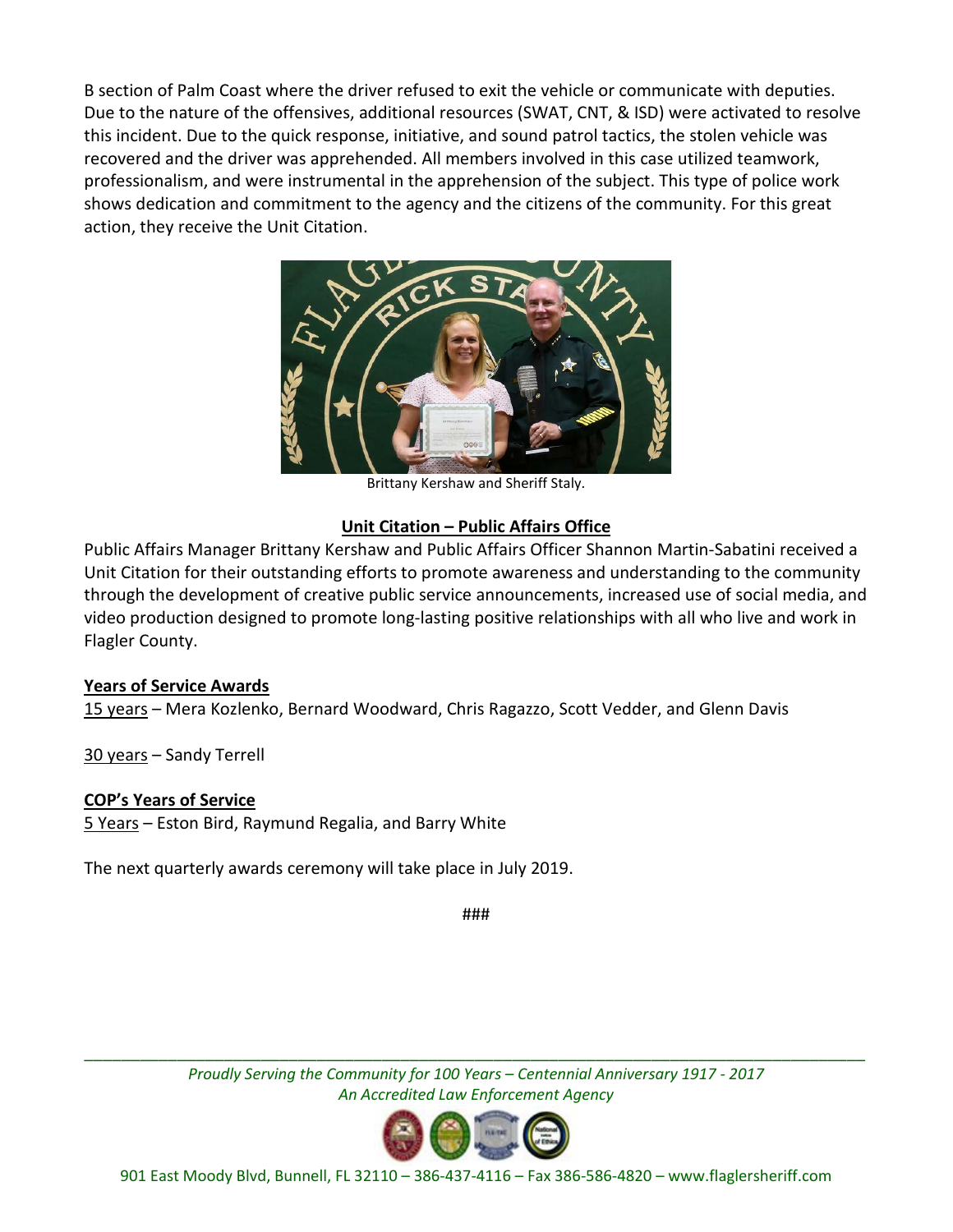B section of Palm Coast where the driver refused to exit the vehicle or communicate with deputies. Due to the nature of the offensives, additional resources (SWAT, CNT, & ISD) were activated to resolve this incident. Due to the quick response, initiative, and sound patrol tactics, the stolen vehicle was recovered and the driver was apprehended. All members involved in this case utilized teamwork, professionalism, and were instrumental in the apprehension of the subject. This type of police work shows dedication and commitment to the agency and the citizens of the community. For this great action, they receive the Unit Citation.

Brittany Kershaw and Sheriff Staly.

**Unit Citation – Public Affairs Office**

Public Affairs Manager Brittany Kershaw and Public Affairs Officer Shannon Martin-Sabatini received a Unit Citation for their outstanding efforts to promote awareness and understanding to the community through the development of creative public service announcements, increased use of social media, and video production designed to promote long-lasting positive relationships with all who live and work in Flagler County.

**Years of Service Awards**

15 years – Mera Kozlenko, Bernard Woodward, Chris Ragazzo, Scott Vedder, and Glenn Davis

30 years – Sandy Terrell

**COP's Years of Service**

5 Years – Eston Bird, Raymund Regalia, and Barry White

The next quarterly awards ceremony will take place in July 2019.

###

*Proudly Serving the Community for 100 Years – Centennial Anniversary 1917 - 2017*
*An Accredited Law Enforcement Agency*

901 East Moody Blvd, Bunnell, FL 32110 – 386-437-4116 – Fax 386-586-4820 – www.flaglersheriff.com